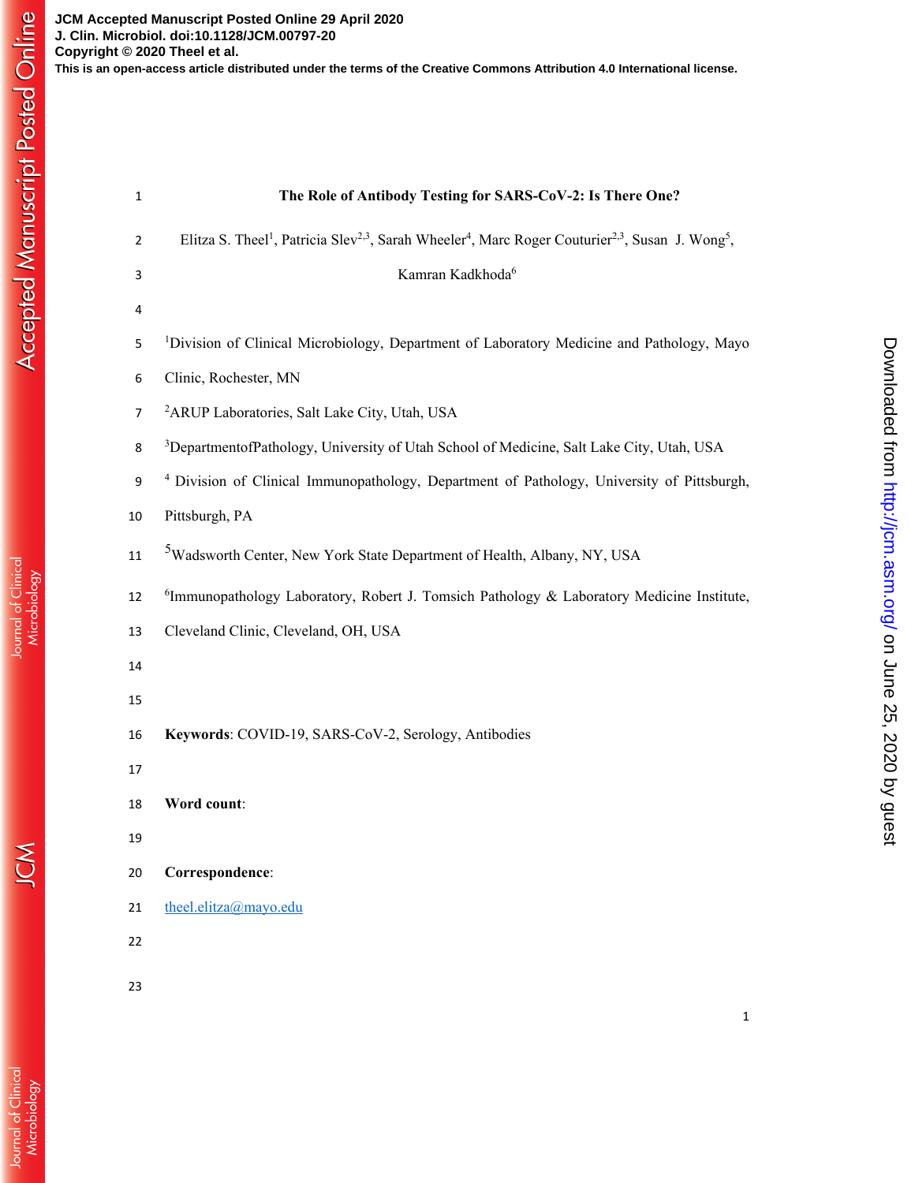JCM Accepted Manuscript Posted Online 29 April 2020
J. Clin. Microbiol. doi:10.1128/JCM.00797-20
Copyright © 2020 Theel et al.
This is an open-access article distributed under the terms of the Creative Commons Attribution 4.0 International license.

# The Role of Antibody Testing for SARS-CoV-2: Is There One?

Elitza S. Theel[1], Patricia Slev[2,3], Sarah Wheeler[4], Marc Roger Couturier[2,3], Susan J. Wong[5], Kamran Kadkhoda[6]

[1]Division of Clinical Microbiology, Department of Laboratory Medicine and Pathology, Mayo Clinic, Rochester, MN

[2]ARUP Laboratories, Salt Lake City, Utah, USA

[3]DepartmentofPathology, University of Utah School of Medicine, Salt Lake City, Utah, USA

[4] Division of Clinical Immunopathology, Department of Pathology, University of Pittsburgh, Pittsburgh, PA

[5]Wadsworth Center, New York State Department of Health, Albany, NY, USA

[6]Immunopathology Laboratory, Robert J. Tomsich Pathology & Laboratory Medicine Institute, Cleveland Clinic, Cleveland, OH, USA

**Keywords**: COVID-19, SARS-CoV-2, Serology, Antibodies

**Word count**:

**Correspondence**:

theel.elitza@mayo.edu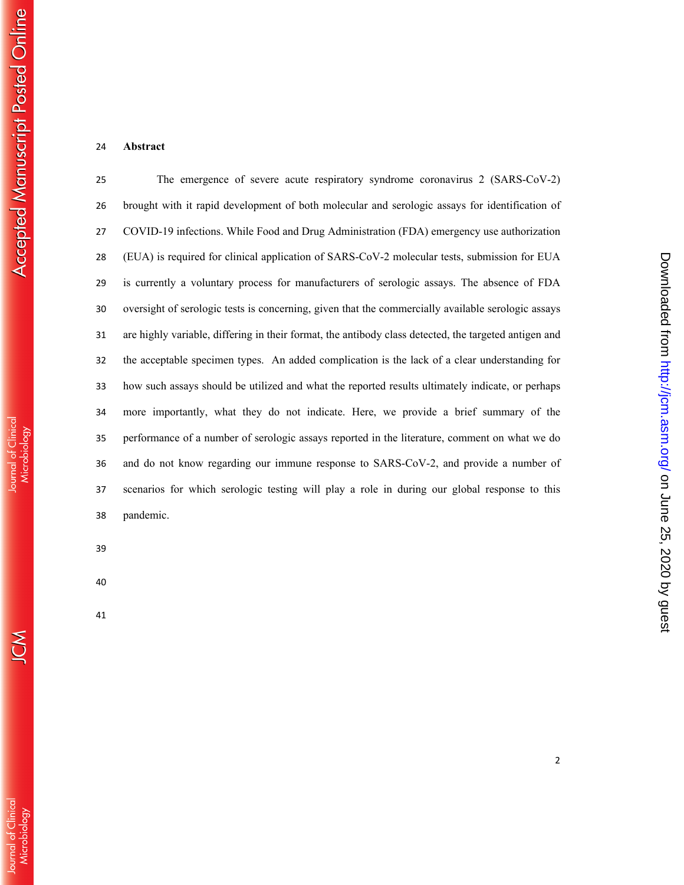## Abstract

The emergence of severe acute respiratory syndrome coronavirus 2 (SARS-CoV-2) brought with it rapid development of both molecular and serologic assays for identification of COVID-19 infections. While Food and Drug Administration (FDA) emergency use authorization (EUA) is required for clinical application of SARS-CoV-2 molecular tests, submission for EUA is currently a voluntary process for manufacturers of serologic assays. The absence of FDA oversight of serologic tests is concerning, given that the commercially available serologic assays are highly variable, differing in their format, the antibody class detected, the targeted antigen and the acceptable specimen types. An added complication is the lack of a clear understanding for how such assays should be utilized and what the reported results ultimately indicate, or perhaps more importantly, what they do not indicate. Here, we provide a brief summary of the performance of a number of serologic assays reported in the literature, comment on what we do and do not know regarding our immune response to SARS-CoV-2, and provide a number of scenarios for which serologic testing will play a role in during our global response to this pandemic.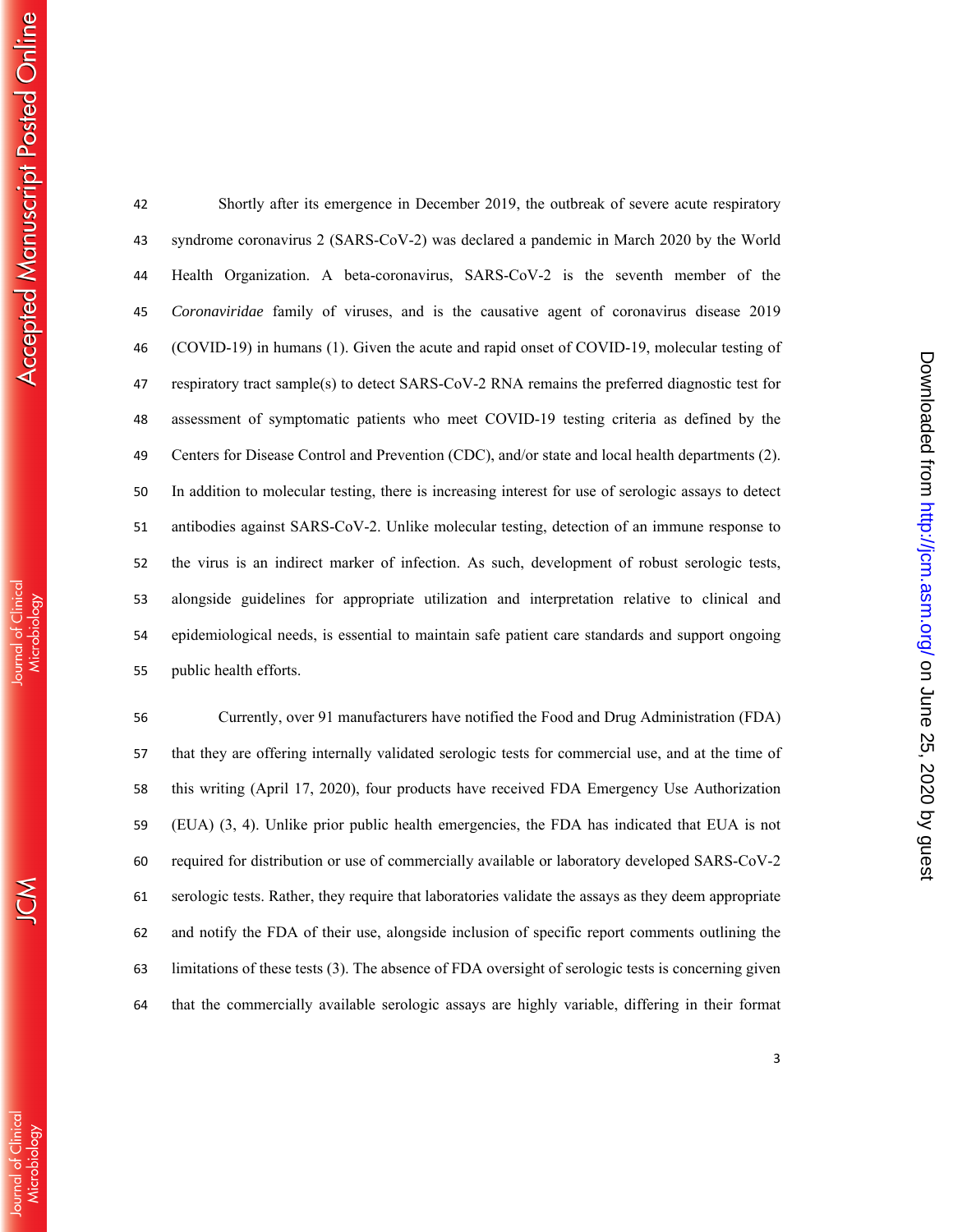Shortly after its emergence in December 2019, the outbreak of severe acute respiratory syndrome coronavirus 2 (SARS-CoV-2) was declared a pandemic in March 2020 by the World Health Organization. A beta-coronavirus, SARS-CoV-2 is the seventh member of the *Coronaviridae* family of viruses, and is the causative agent of coronavirus disease 2019 (COVID-19) in humans (1). Given the acute and rapid onset of COVID-19, molecular testing of respiratory tract sample(s) to detect SARS-CoV-2 RNA remains the preferred diagnostic test for assessment of symptomatic patients who meet COVID-19 testing criteria as defined by the Centers for Disease Control and Prevention (CDC), and/or state and local health departments (2). In addition to molecular testing, there is increasing interest for use of serologic assays to detect antibodies against SARS-CoV-2. Unlike molecular testing, detection of an immune response to the virus is an indirect marker of infection. As such, development of robust serologic tests, alongside guidelines for appropriate utilization and interpretation relative to clinical and epidemiological needs, is essential to maintain safe patient care standards and support ongoing public health efforts.

Currently, over 91 manufacturers have notified the Food and Drug Administration (FDA) that they are offering internally validated serologic tests for commercial use, and at the time of this writing (April 17, 2020), four products have received FDA Emergency Use Authorization (EUA) (3, 4). Unlike prior public health emergencies, the FDA has indicated that EUA is not required for distribution or use of commercially available or laboratory developed SARS-CoV-2 serologic tests. Rather, they require that laboratories validate the assays as they deem appropriate and notify the FDA of their use, alongside inclusion of specific report comments outlining the limitations of these tests (3). The absence of FDA oversight of serologic tests is concerning given that the commercially available serologic assays are highly variable, differing in their format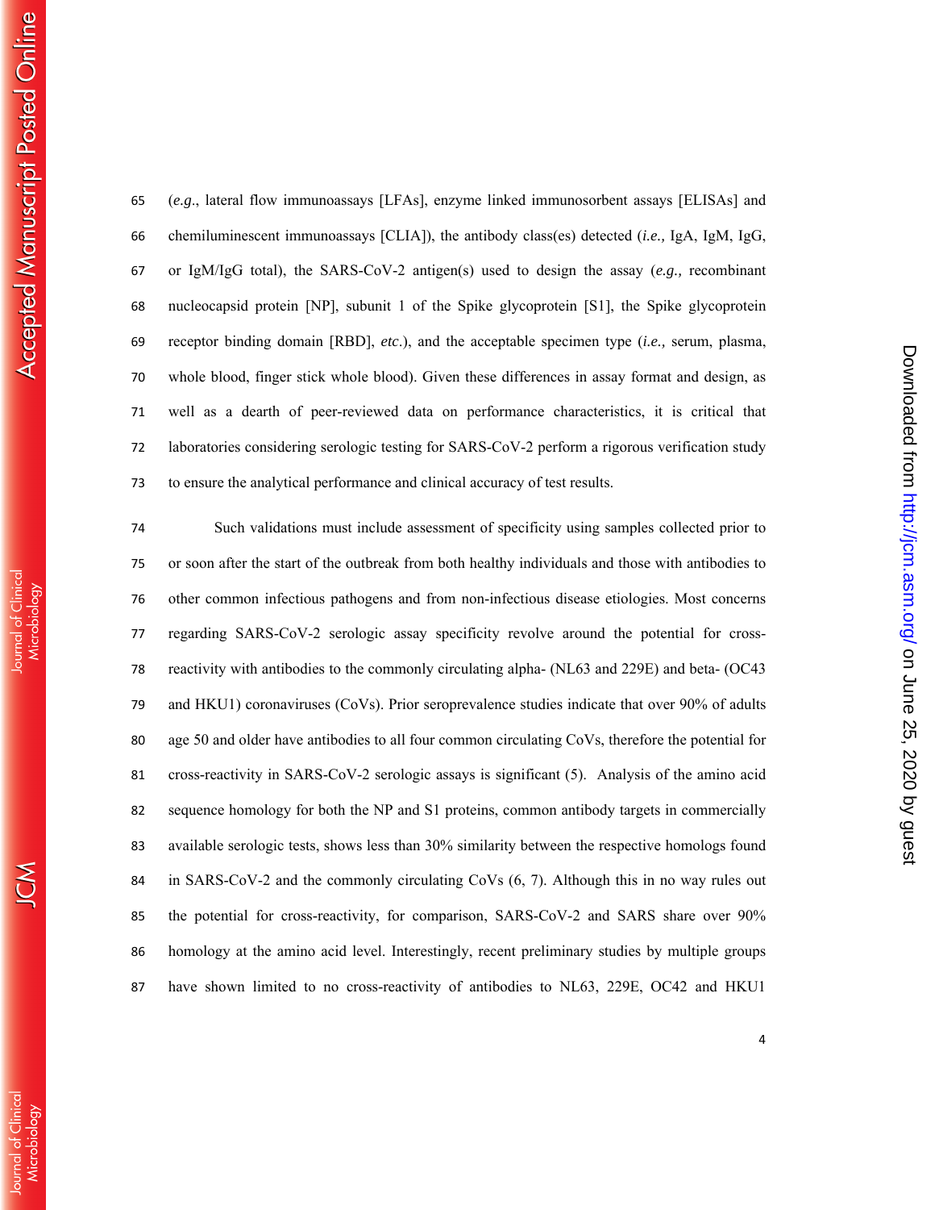(*e.g.*, lateral flow immunoassays [LFAs], enzyme linked immunosorbent assays [ELISAs] and chemiluminescent immunoassays [CLIA]), the antibody class(es) detected (*i.e.,* IgA, IgM, IgG, or IgM/IgG total), the SARS-CoV-2 antigen(s) used to design the assay (*e.g.,* recombinant nucleocapsid protein [NP], subunit 1 of the Spike glycoprotein [S1], the Spike glycoprotein receptor binding domain [RBD], *etc*.), and the acceptable specimen type (*i.e.,* serum, plasma, whole blood, finger stick whole blood). Given these differences in assay format and design, as well as a dearth of peer-reviewed data on performance characteristics, it is critical that laboratories considering serologic testing for SARS-CoV-2 perform a rigorous verification study to ensure the analytical performance and clinical accuracy of test results.

Such validations must include assessment of specificity using samples collected prior to or soon after the start of the outbreak from both healthy individuals and those with antibodies to other common infectious pathogens and from non-infectious disease etiologies. Most concerns regarding SARS-CoV-2 serologic assay specificity revolve around the potential for cross-reactivity with antibodies to the commonly circulating alpha- (NL63 and 229E) and beta- (OC43 and HKU1) coronaviruses (CoVs). Prior seroprevalence studies indicate that over 90% of adults age 50 and older have antibodies to all four common circulating CoVs, therefore the potential for cross-reactivity in SARS-CoV-2 serologic assays is significant (5). Analysis of the amino acid sequence homology for both the NP and S1 proteins, common antibody targets in commercially available serologic tests, shows less than 30% similarity between the respective homologs found in SARS-CoV-2 and the commonly circulating CoVs (6, 7). Although this in no way rules out the potential for cross-reactivity, for comparison, SARS-CoV-2 and SARS share over 90% homology at the amino acid level. Interestingly, recent preliminary studies by multiple groups have shown limited to no cross-reactivity of antibodies to NL63, 229E, OC42 and HKU1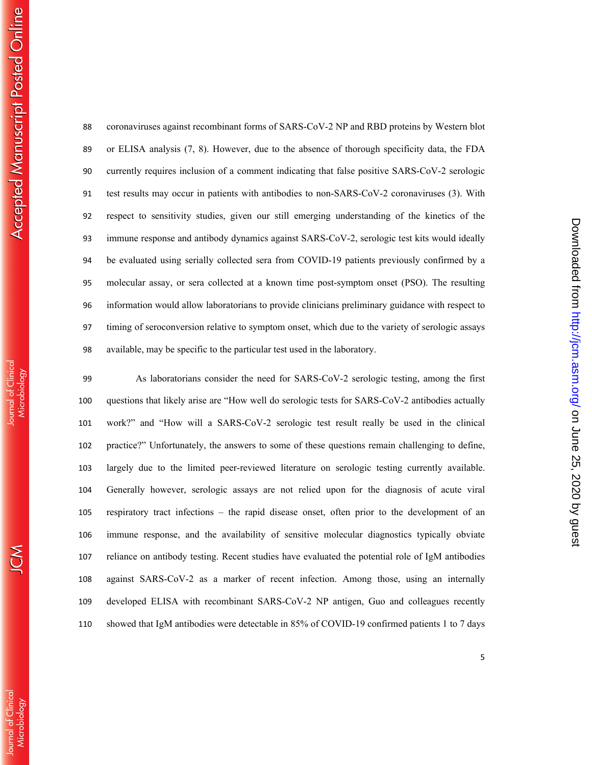coronaviruses against recombinant forms of SARS-CoV-2 NP and RBD proteins by Western blot or ELISA analysis (7, 8). However, due to the absence of thorough specificity data, the FDA currently requires inclusion of a comment indicating that false positive SARS-CoV-2 serologic test results may occur in patients with antibodies to non-SARS-CoV-2 coronaviruses (3). With respect to sensitivity studies, given our still emerging understanding of the kinetics of the immune response and antibody dynamics against SARS-CoV-2, serologic test kits would ideally be evaluated using serially collected sera from COVID-19 patients previously confirmed by a molecular assay, or sera collected at a known time post-symptom onset (PSO). The resulting information would allow laboratorians to provide clinicians preliminary guidance with respect to timing of seroconversion relative to symptom onset, which due to the variety of serologic assays available, may be specific to the particular test used in the laboratory.

As laboratorians consider the need for SARS-CoV-2 serologic testing, among the first questions that likely arise are "How well do serologic tests for SARS-CoV-2 antibodies actually work?" and "How will a SARS-CoV-2 serologic test result really be used in the clinical practice?" Unfortunately, the answers to some of these questions remain challenging to define, largely due to the limited peer-reviewed literature on serologic testing currently available. Generally however, serologic assays are not relied upon for the diagnosis of acute viral respiratory tract infections – the rapid disease onset, often prior to the development of an immune response, and the availability of sensitive molecular diagnostics typically obviate reliance on antibody testing. Recent studies have evaluated the potential role of IgM antibodies against SARS-CoV-2 as a marker of recent infection. Among those, using an internally developed ELISA with recombinant SARS-CoV-2 NP antigen, Guo and colleagues recently showed that IgM antibodies were detectable in 85% of COVID-19 confirmed patients 1 to 7 days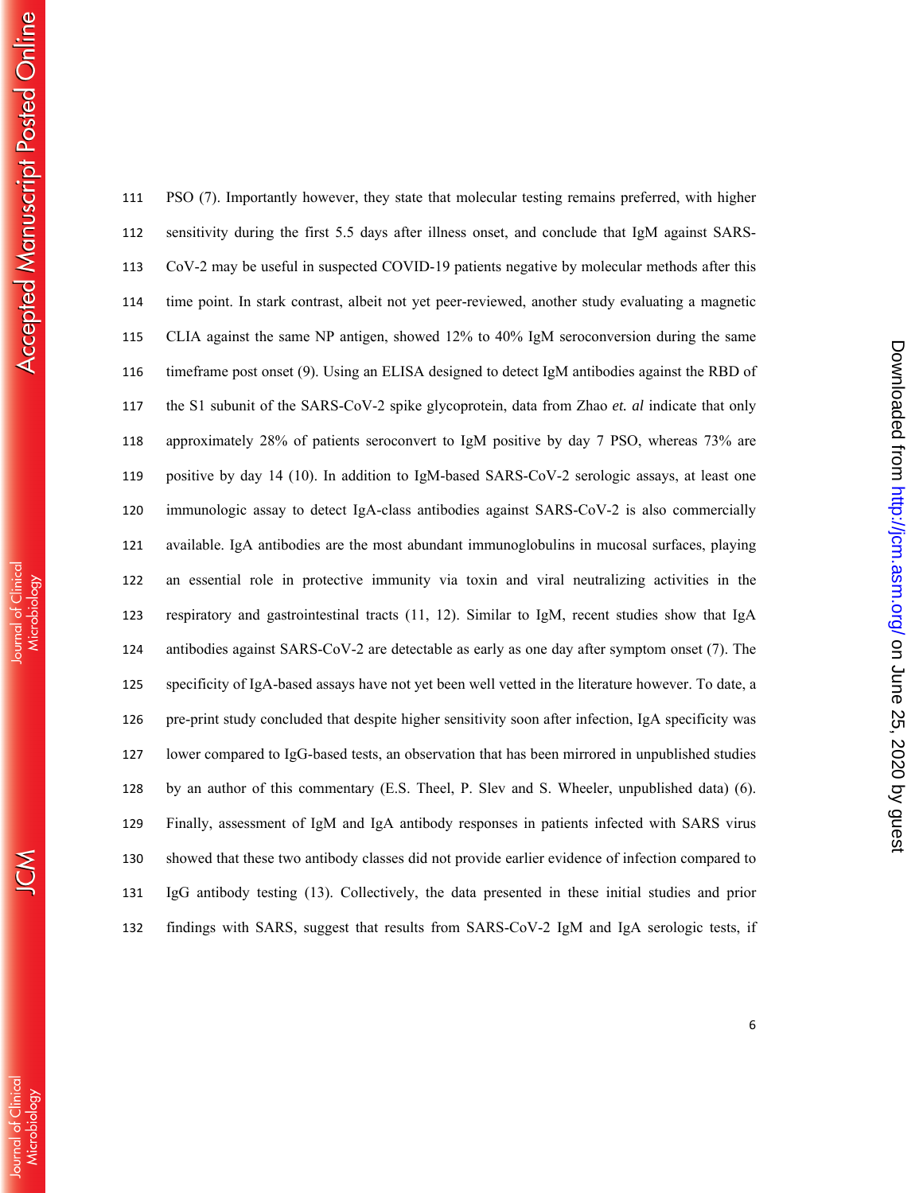PSO (7). Importantly however, they state that molecular testing remains preferred, with higher sensitivity during the first 5.5 days after illness onset, and conclude that IgM against SARS-CoV-2 may be useful in suspected COVID-19 patients negative by molecular methods after this time point. In stark contrast, albeit not yet peer-reviewed, another study evaluating a magnetic CLIA against the same NP antigen, showed 12% to 40% IgM seroconversion during the same timeframe post onset (9). Using an ELISA designed to detect IgM antibodies against the RBD of the S1 subunit of the SARS-CoV-2 spike glycoprotein, data from Zhao *et. al* indicate that only approximately 28% of patients seroconvert to IgM positive by day 7 PSO, whereas 73% are positive by day 14 (10). In addition to IgM-based SARS-CoV-2 serologic assays, at least one immunologic assay to detect IgA-class antibodies against SARS-CoV-2 is also commercially available. IgA antibodies are the most abundant immunoglobulins in mucosal surfaces, playing an essential role in protective immunity via toxin and viral neutralizing activities in the respiratory and gastrointestinal tracts (11, 12). Similar to IgM, recent studies show that IgA antibodies against SARS-CoV-2 are detectable as early as one day after symptom onset (7). The specificity of IgA-based assays have not yet been well vetted in the literature however. To date, a pre-print study concluded that despite higher sensitivity soon after infection, IgA specificity was lower compared to IgG-based tests, an observation that has been mirrored in unpublished studies by an author of this commentary (E.S. Theel, P. Slev and S. Wheeler, unpublished data) (6). Finally, assessment of IgM and IgA antibody responses in patients infected with SARS virus showed that these two antibody classes did not provide earlier evidence of infection compared to IgG antibody testing (13). Collectively, the data presented in these initial studies and prior findings with SARS, suggest that results from SARS-CoV-2 IgM and IgA serologic tests, if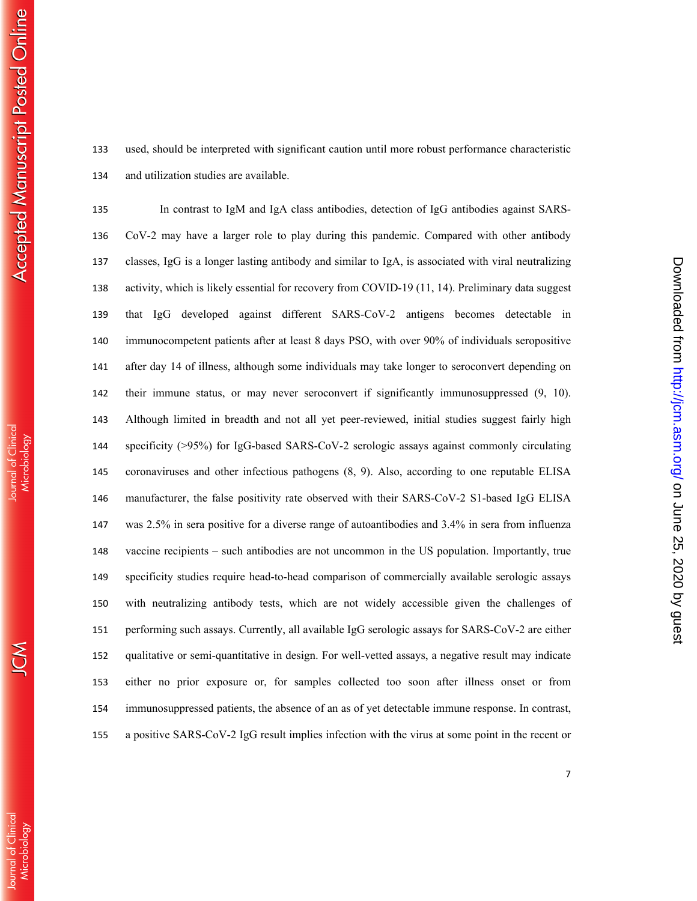used, should be interpreted with significant caution until more robust performance characteristic and utilization studies are available.

In contrast to IgM and IgA class antibodies, detection of IgG antibodies against SARS-CoV-2 may have a larger role to play during this pandemic. Compared with other antibody classes, IgG is a longer lasting antibody and similar to IgA, is associated with viral neutralizing activity, which is likely essential for recovery from COVID-19 (11, 14). Preliminary data suggest that IgG developed against different SARS-CoV-2 antigens becomes detectable in immunocompetent patients after at least 8 days PSO, with over 90% of individuals seropositive after day 14 of illness, although some individuals may take longer to seroconvert depending on their immune status, or may never seroconvert if significantly immunosuppressed (9, 10). Although limited in breadth and not all yet peer-reviewed, initial studies suggest fairly high specificity (>95%) for IgG-based SARS-CoV-2 serologic assays against commonly circulating coronaviruses and other infectious pathogens (8, 9). Also, according to one reputable ELISA manufacturer, the false positivity rate observed with their SARS-CoV-2 S1-based IgG ELISA was 2.5% in sera positive for a diverse range of autoantibodies and 3.4% in sera from influenza vaccine recipients – such antibodies are not uncommon in the US population. Importantly, true specificity studies require head-to-head comparison of commercially available serologic assays with neutralizing antibody tests, which are not widely accessible given the challenges of performing such assays. Currently, all available IgG serologic assays for SARS-CoV-2 are either qualitative or semi-quantitative in design. For well-vetted assays, a negative result may indicate either no prior exposure or, for samples collected too soon after illness onset or from immunosuppressed patients, the absence of an as of yet detectable immune response. In contrast, a positive SARS-CoV-2 IgG result implies infection with the virus at some point in the recent or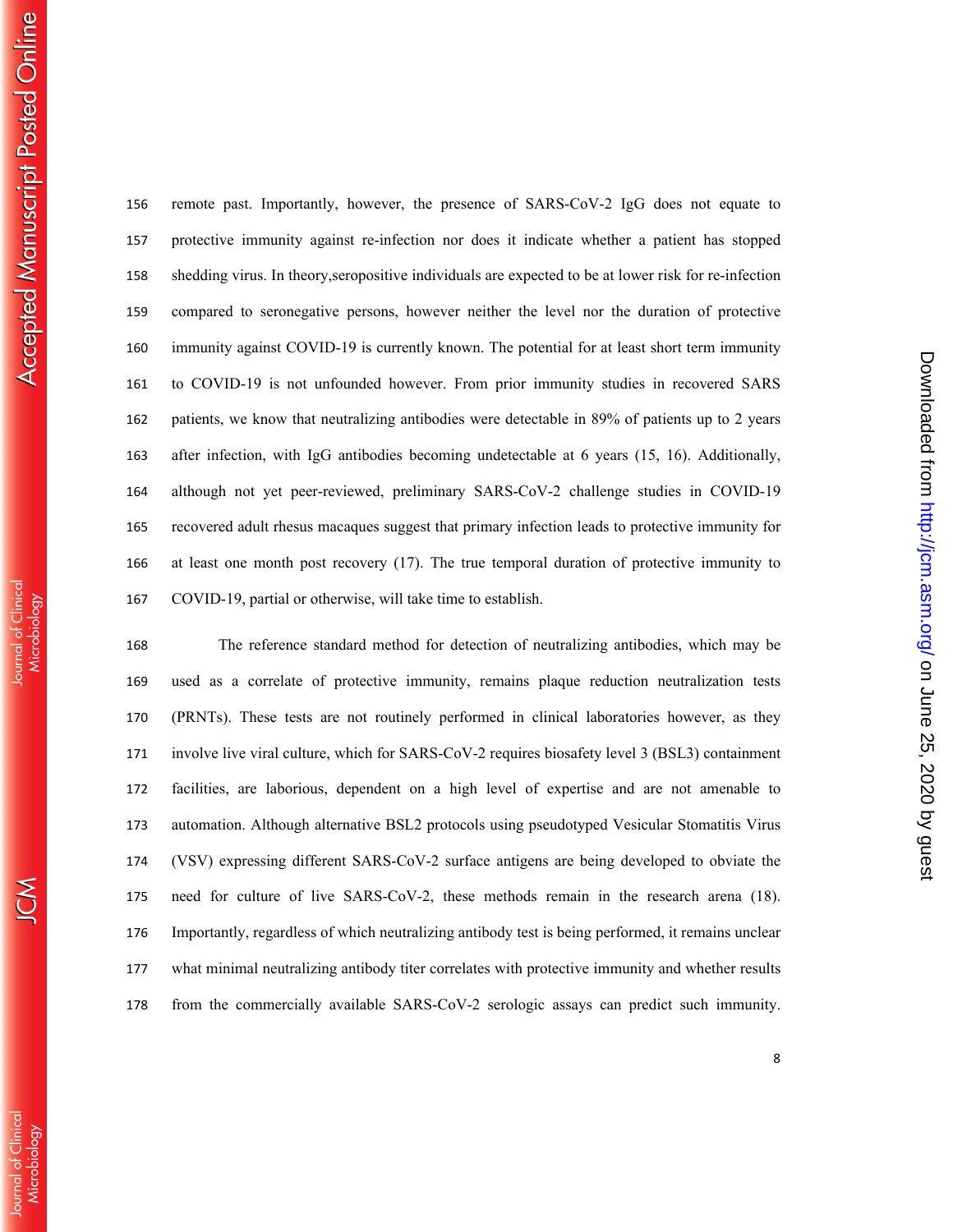remote past. Importantly, however, the presence of SARS-CoV-2 IgG does not equate to protective immunity against re-infection nor does it indicate whether a patient has stopped shedding virus. In theory,seropositive individuals are expected to be at lower risk for re-infection compared to seronegative persons, however neither the level nor the duration of protective immunity against COVID-19 is currently known. The potential for at least short term immunity to COVID-19 is not unfounded however. From prior immunity studies in recovered SARS patients, we know that neutralizing antibodies were detectable in 89% of patients up to 2 years after infection, with IgG antibodies becoming undetectable at 6 years (15, 16). Additionally, although not yet peer-reviewed, preliminary SARS-CoV-2 challenge studies in COVID-19 recovered adult rhesus macaques suggest that primary infection leads to protective immunity for at least one month post recovery (17). The true temporal duration of protective immunity to COVID-19, partial or otherwise, will take time to establish.

The reference standard method for detection of neutralizing antibodies, which may be used as a correlate of protective immunity, remains plaque reduction neutralization tests (PRNTs). These tests are not routinely performed in clinical laboratories however, as they involve live viral culture, which for SARS-CoV-2 requires biosafety level 3 (BSL3) containment facilities, are laborious, dependent on a high level of expertise and are not amenable to automation. Although alternative BSL2 protocols using pseudotyped Vesicular Stomatitis Virus (VSV) expressing different SARS-CoV-2 surface antigens are being developed to obviate the need for culture of live SARS-CoV-2, these methods remain in the research arena (18). Importantly, regardless of which neutralizing antibody test is being performed, it remains unclear what minimal neutralizing antibody titer correlates with protective immunity and whether results from the commercially available SARS-CoV-2 serologic assays can predict such immunity.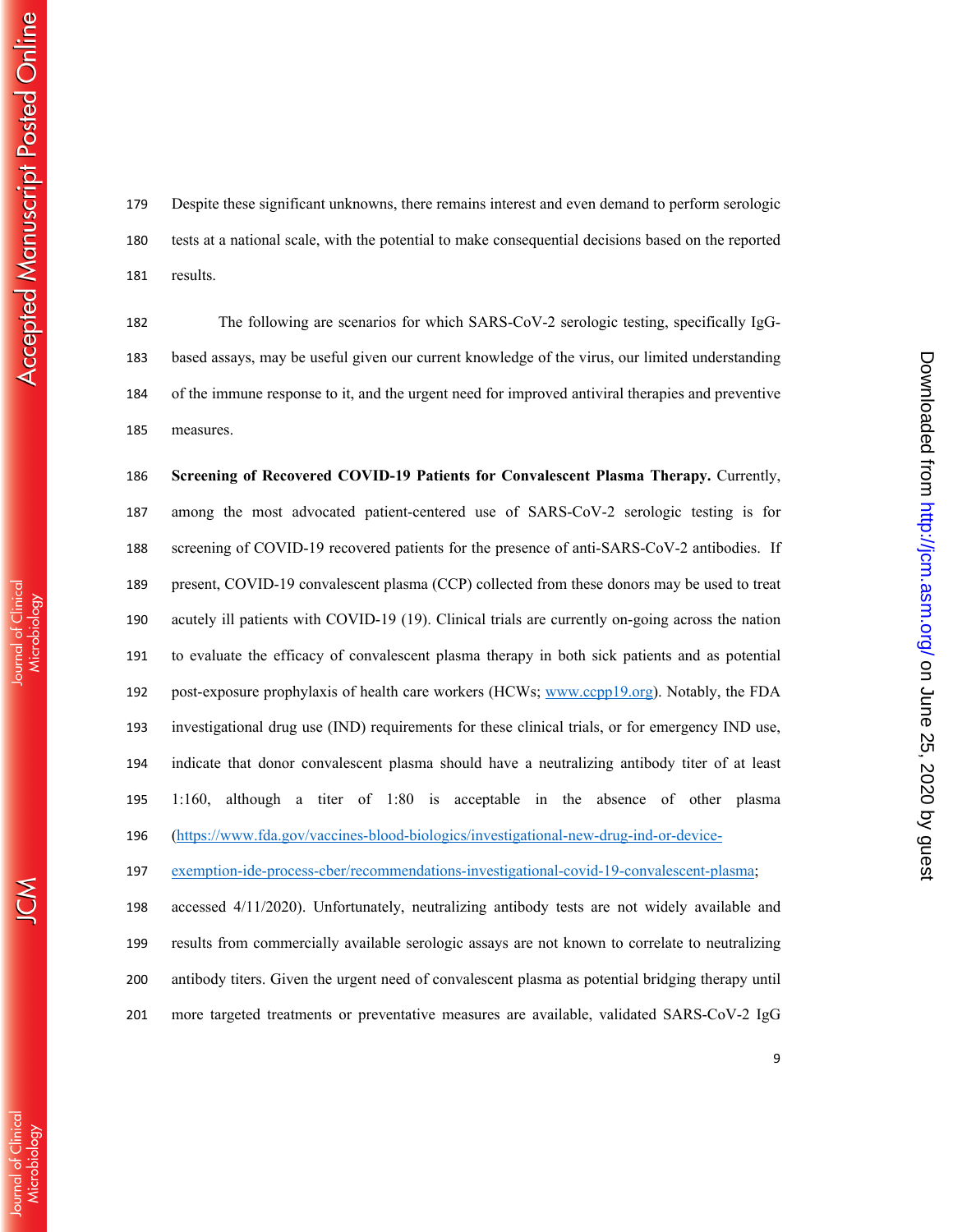Despite these significant unknowns, there remains interest and even demand to perform serologic tests at a national scale, with the potential to make consequential decisions based on the reported results.

The following are scenarios for which SARS-CoV-2 serologic testing, specifically IgG-based assays, may be useful given our current knowledge of the virus, our limited understanding of the immune response to it, and the urgent need for improved antiviral therapies and preventive measures.

**Screening of Recovered COVID-19 Patients for Convalescent Plasma Therapy.** Currently, among the most advocated patient-centered use of SARS-CoV-2 serologic testing is for screening of COVID-19 recovered patients for the presence of anti-SARS-CoV-2 antibodies. If present, COVID-19 convalescent plasma (CCP) collected from these donors may be used to treat acutely ill patients with COVID-19 (19). Clinical trials are currently on-going across the nation to evaluate the efficacy of convalescent plasma therapy in both sick patients and as potential post-exposure prophylaxis of health care workers (HCWs; www.ccpp19.org). Notably, the FDA investigational drug use (IND) requirements for these clinical trials, or for emergency IND use, indicate that donor convalescent plasma should have a neutralizing antibody titer of at least 1:160, although a titer of 1:80 is acceptable in the absence of other plasma (https://www.fda.gov/vaccines-blood-biologics/investigational-new-drug-ind-or-device-exemption-ide-process-cber/recommendations-investigational-covid-19-convalescent-plasma; accessed 4/11/2020). Unfortunately, neutralizing antibody tests are not widely available and results from commercially available serologic assays are not known to correlate to neutralizing antibody titers. Given the urgent need of convalescent plasma as potential bridging therapy until more targeted treatments or preventative measures are available, validated SARS-CoV-2 IgG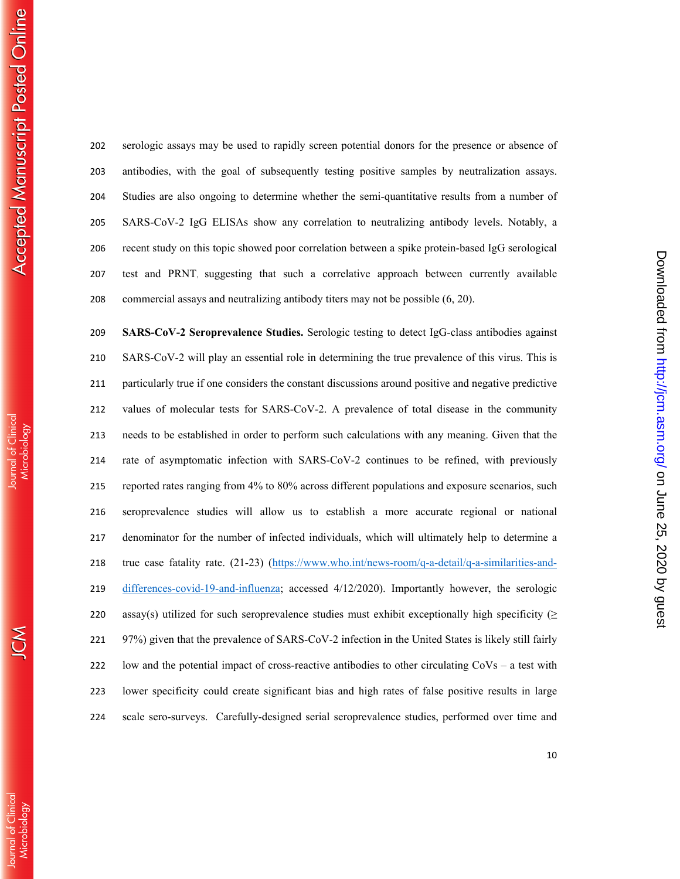serologic assays may be used to rapidly screen potential donors for the presence or absence of antibodies, with the goal of subsequently testing positive samples by neutralization assays. Studies are also ongoing to determine whether the semi-quantitative results from a number of SARS-CoV-2 IgG ELISAs show any correlation to neutralizing antibody levels. Notably, a recent study on this topic showed poor correlation between a spike protein-based IgG serological test and PRNT, suggesting that such a correlative approach between currently available commercial assays and neutralizing antibody titers may not be possible (6, 20).

**SARS-CoV-2 Seroprevalence Studies.** Serologic testing to detect IgG-class antibodies against SARS-CoV-2 will play an essential role in determining the true prevalence of this virus. This is particularly true if one considers the constant discussions around positive and negative predictive values of molecular tests for SARS-CoV-2. A prevalence of total disease in the community needs to be established in order to perform such calculations with any meaning. Given that the rate of asymptomatic infection with SARS-CoV-2 continues to be refined, with previously reported rates ranging from 4% to 80% across different populations and exposure scenarios, such seroprevalence studies will allow us to establish a more accurate regional or national denominator for the number of infected individuals, which will ultimately help to determine a true case fatality rate. (21-23) (https://www.who.int/news-room/q-a-detail/q-a-similarities-and-differences-covid-19-and-influenza; accessed 4/12/2020). Importantly however, the serologic assay(s) utilized for such seroprevalence studies must exhibit exceptionally high specificity (≥ 97%) given that the prevalence of SARS-CoV-2 infection in the United States is likely still fairly low and the potential impact of cross-reactive antibodies to other circulating CoVs – a test with lower specificity could create significant bias and high rates of false positive results in large scale sero-surveys. Carefully-designed serial seroprevalence studies, performed over time and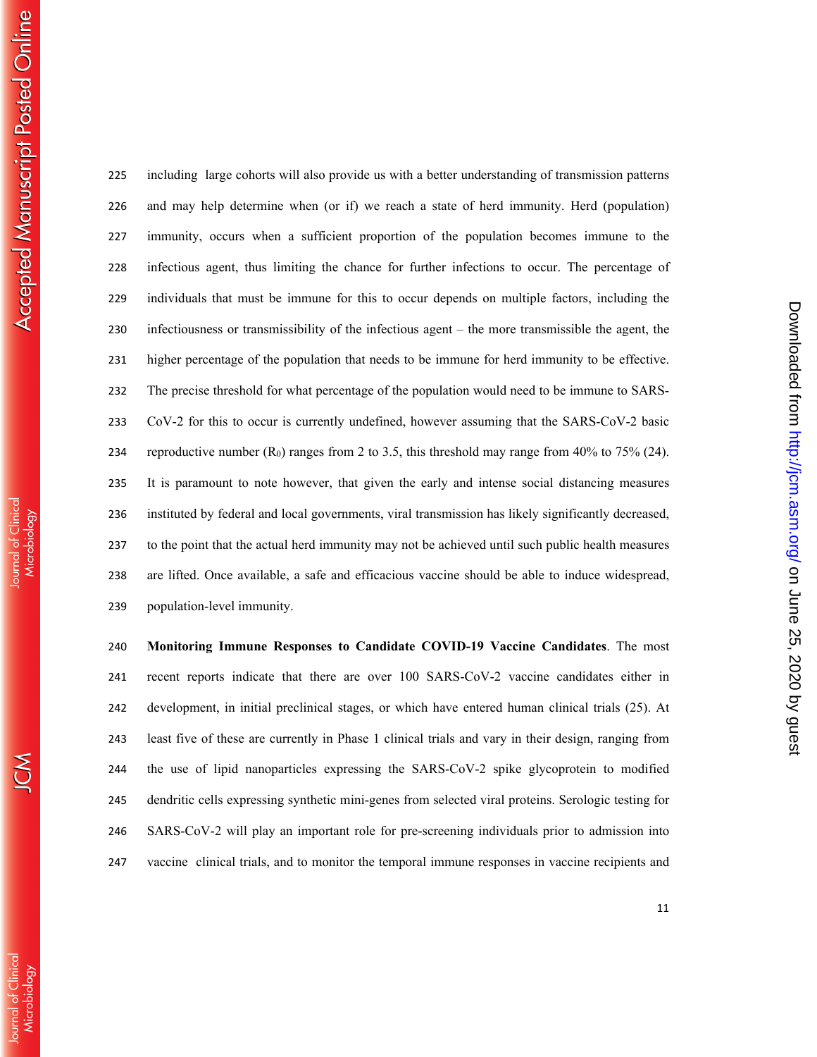including large cohorts will also provide us with a better understanding of transmission patterns and may help determine when (or if) we reach a state of herd immunity. Herd (population) immunity, occurs when a sufficient proportion of the population becomes immune to the infectious agent, thus limiting the chance for further infections to occur. The percentage of individuals that must be immune for this to occur depends on multiple factors, including the infectiousness or transmissibility of the infectious agent – the more transmissible the agent, the higher percentage of the population that needs to be immune for herd immunity to be effective. The precise threshold for what percentage of the population would need to be immune to SARS-CoV-2 for this to occur is currently undefined, however assuming that the SARS-CoV-2 basic reproductive number ($R_0$) ranges from 2 to 3.5, this threshold may range from 40% to 75% (24). It is paramount to note however, that given the early and intense social distancing measures instituted by federal and local governments, viral transmission has likely significantly decreased, to the point that the actual herd immunity may not be achieved until such public health measures are lifted. Once available, a safe and efficacious vaccine should be able to induce widespread, population-level immunity.

**Monitoring Immune Responses to Candidate COVID-19 Vaccine Candidates**. The most recent reports indicate that there are over 100 SARS-CoV-2 vaccine candidates either in development, in initial preclinical stages, or which have entered human clinical trials (25). At least five of these are currently in Phase 1 clinical trials and vary in their design, ranging from the use of lipid nanoparticles expressing the SARS-CoV-2 spike glycoprotein to modified dendritic cells expressing synthetic mini-genes from selected viral proteins. Serologic testing for SARS-CoV-2 will play an important role for pre-screening individuals prior to admission into vaccine clinical trials, and to monitor the temporal immune responses in vaccine recipients and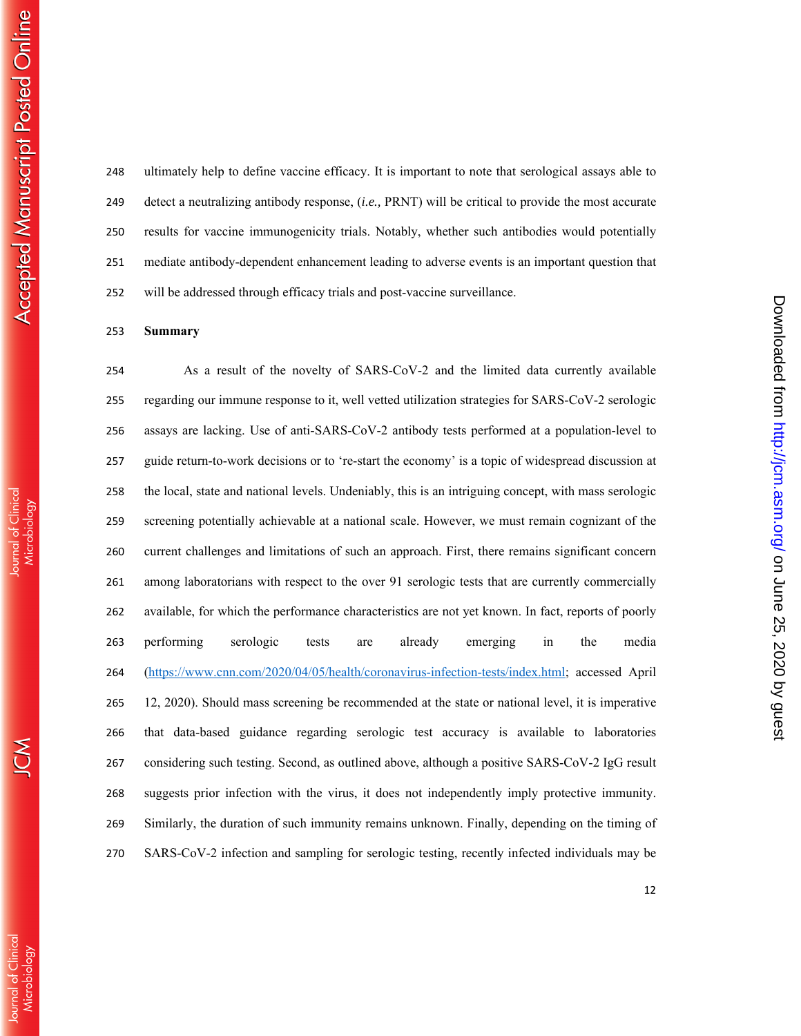ultimately help to define vaccine efficacy. It is important to note that serological assays able to detect a neutralizing antibody response, (*i.e.,* PRNT) will be critical to provide the most accurate results for vaccine immunogenicity trials. Notably, whether such antibodies would potentially mediate antibody-dependent enhancement leading to adverse events is an important question that will be addressed through efficacy trials and post-vaccine surveillance.

**Summary**

As a result of the novelty of SARS-CoV-2 and the limited data currently available regarding our immune response to it, well vetted utilization strategies for SARS-CoV-2 serologic assays are lacking. Use of anti-SARS-CoV-2 antibody tests performed at a population-level to guide return-to-work decisions or to 're-start the economy' is a topic of widespread discussion at the local, state and national levels. Undeniably, this is an intriguing concept, with mass serologic screening potentially achievable at a national scale. However, we must remain cognizant of the current challenges and limitations of such an approach. First, there remains significant concern among laboratorians with respect to the over 91 serologic tests that are currently commercially available, for which the performance characteristics are not yet known. In fact, reports of poorly performing serologic tests are already emerging in the media (https://www.cnn.com/2020/04/05/health/coronavirus-infection-tests/index.html; accessed April 12, 2020). Should mass screening be recommended at the state or national level, it is imperative that data-based guidance regarding serologic test accuracy is available to laboratories considering such testing. Second, as outlined above, although a positive SARS-CoV-2 IgG result suggests prior infection with the virus, it does not independently imply protective immunity. Similarly, the duration of such immunity remains unknown. Finally, depending on the timing of SARS-CoV-2 infection and sampling for serologic testing, recently infected individuals may be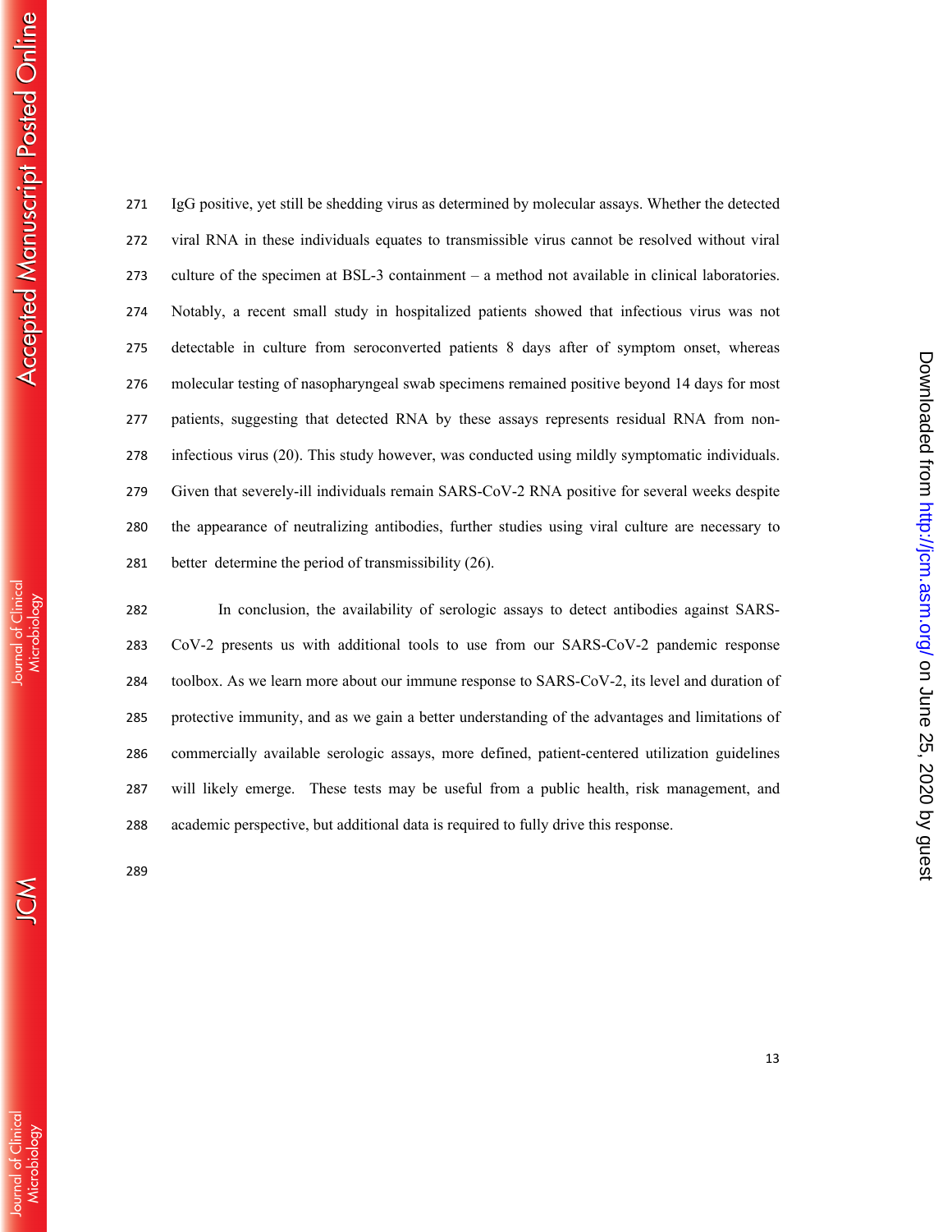IgG positive, yet still be shedding virus as determined by molecular assays. Whether the detected viral RNA in these individuals equates to transmissible virus cannot be resolved without viral culture of the specimen at BSL-3 containment – a method not available in clinical laboratories. Notably, a recent small study in hospitalized patients showed that infectious virus was not detectable in culture from seroconverted patients 8 days after of symptom onset, whereas molecular testing of nasopharyngeal swab specimens remained positive beyond 14 days for most patients, suggesting that detected RNA by these assays represents residual RNA from non-infectious virus (20). This study however, was conducted using mildly symptomatic individuals. Given that severely-ill individuals remain SARS-CoV-2 RNA positive for several weeks despite the appearance of neutralizing antibodies, further studies using viral culture are necessary to better determine the period of transmissibility (26).

In conclusion, the availability of serologic assays to detect antibodies against SARS-CoV-2 presents us with additional tools to use from our SARS-CoV-2 pandemic response toolbox. As we learn more about our immune response to SARS-CoV-2, its level and duration of protective immunity, and as we gain a better understanding of the advantages and limitations of commercially available serologic assays, more defined, patient-centered utilization guidelines will likely emerge. These tests may be useful from a public health, risk management, and academic perspective, but additional data is required to fully drive this response.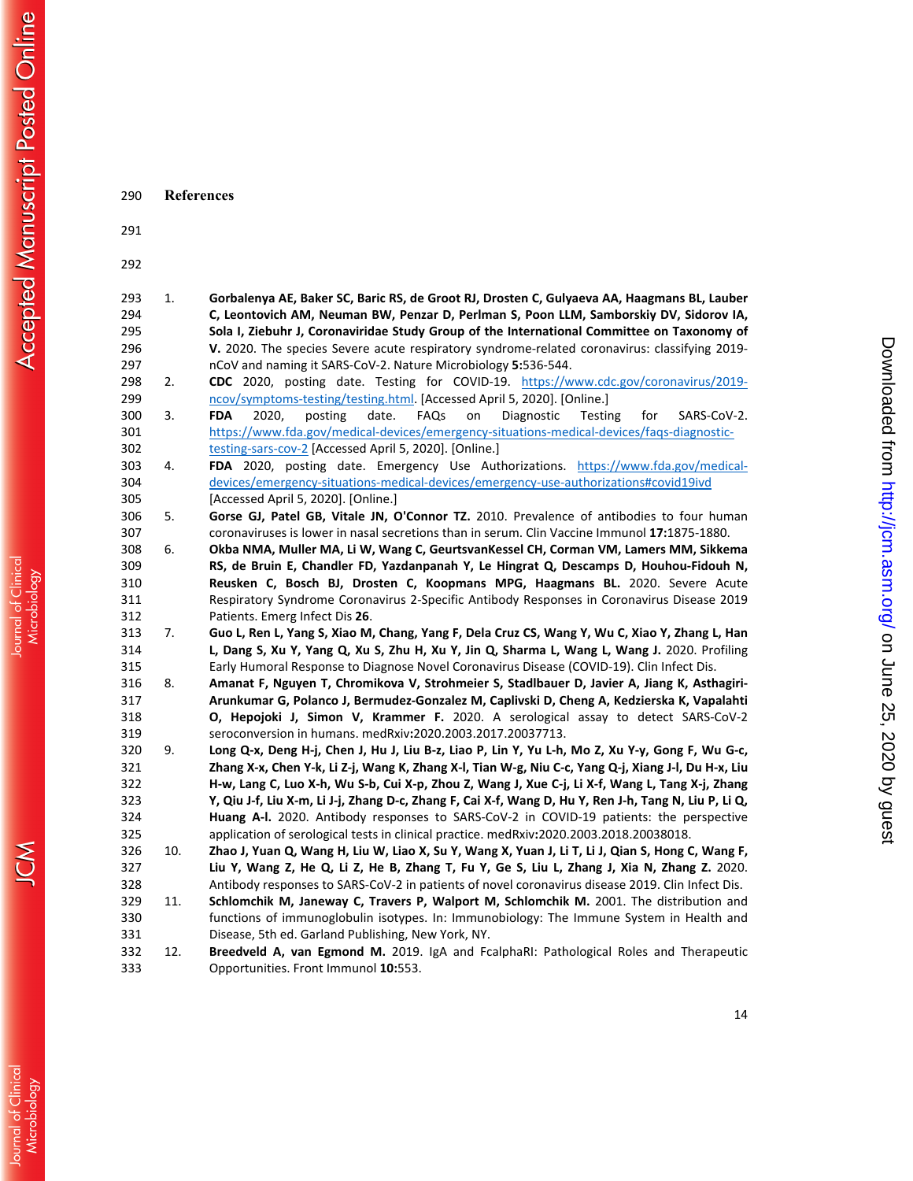# References

1. **Gorbalenya AE, Baker SC, Baric RS, de Groot RJ, Drosten C, Gulyaeva AA, Haagmans BL, Lauber C, Leontovich AM, Neuman BW, Penzar D, Perlman S, Poon LLM, Samborskiy DV, Sidorov IA, Sola I, Ziebuhr J, Coronaviridae Study Group of the International Committee on Taxonomy of V.** 2020. The species Severe acute respiratory syndrome-related coronavirus: classifying 2019-nCoV and naming it SARS-CoV-2. Nature Microbiology **5**:536-544.
2. **CDC** 2020, posting date. Testing for COVID-19. https://www.cdc.gov/coronavirus/2019-ncov/symptoms-testing/testing.html. [Accessed April 5, 2020]. [Online.]
3. **FDA** 2020, posting date. FAQs on Diagnostic Testing for SARS-CoV-2. https://www.fda.gov/medical-devices/emergency-situations-medical-devices/faqs-diagnostic-testing-sars-cov-2 [Accessed April 5, 2020]. [Online.]
4. **FDA** 2020, posting date. Emergency Use Authorizations. https://www.fda.gov/medical-devices/emergency-situations-medical-devices/emergency-use-authorizations#covid19ivd [Accessed April 5, 2020]. [Online.]
5. **Gorse GJ, Patel GB, Vitale JN, O'Connor TZ.** 2010. Prevalence of antibodies to four human coronaviruses is lower in nasal secretions than in serum. Clin Vaccine Immunol **17**:1875-1880.
6. **Okba NMA, Muller MA, Li W, Wang C, GeurtsvanKessel CH, Corman VM, Lamers MM, Sikkema RS, de Bruin E, Chandler FD, Yazdanpanah Y, Le Hingrat Q, Descamps D, Houhou-Fidouh N, Reusken C, Bosch BJ, Drosten C, Koopmans MPG, Haagmans BL.** 2020. Severe Acute Respiratory Syndrome Coronavirus 2-Specific Antibody Responses in Coronavirus Disease 2019 Patients. Emerg Infect Dis **26**.
7. **Guo L, Ren L, Yang S, Xiao M, Chang, Yang F, Dela Cruz CS, Wang Y, Wu C, Xiao Y, Zhang L, Han L, Dang S, Xu Y, Yang Q, Xu S, Zhu H, Xu Y, Jin Q, Sharma L, Wang L, Wang J.** 2020. Profiling Early Humoral Response to Diagnose Novel Coronavirus Disease (COVID-19). Clin Infect Dis.
8. **Amanat F, Nguyen T, Chromikova V, Strohmeier S, Stadlbauer D, Javier A, Jiang K, Asthagiri-Arunkumar G, Polanco J, Bermudez-Gonzalez M, Caplivski D, Cheng A, Kedzierska K, Vapalahti O, Hepojoki J, Simon V, Krammer F.** 2020. A serological assay to detect SARS-CoV-2 seroconversion in humans. medRxiv**:**2020.2003.2017.20037713.
9. **Long Q-x, Deng H-j, Chen J, Hu J, Liu B-z, Liao P, Lin Y, Yu L-h, Mo Z, Xu Y-y, Gong F, Wu G-c, Zhang X-x, Chen Y-k, Li Z-j, Wang K, Zhang X-l, Tian W-g, Niu C-c, Yang Q-j, Xiang J-l, Du H-x, Liu H-w, Lang C, Luo X-h, Wu S-b, Cui X-p, Zhou Z, Wang J, Xue C-j, Li X-f, Wang L, Tang X-j, Zhang Y, Qiu J-f, Liu X-m, Li J-j, Zhang D-c, Zhang F, Cai X-f, Wang D, Hu Y, Ren J-h, Tang N, Liu P, Li Q, Huang A-l.** 2020. Antibody responses to SARS-CoV-2 in COVID-19 patients: the perspective application of serological tests in clinical practice. medRxiv**:**2020.2003.2018.20038018.
10. **Zhao J, Yuan Q, Wang H, Liu W, Liao X, Su Y, Wang X, Yuan J, Li T, Li J, Qian S, Hong C, Wang F, Liu Y, Wang Z, He Q, Li Z, He B, Zhang T, Fu Y, Ge S, Liu L, Zhang J, Xia N, Zhang Z.** 2020. Antibody responses to SARS-CoV-2 in patients of novel coronavirus disease 2019. Clin Infect Dis.
11. **Schlomchik M, Janeway C, Travers P, Walport M, Schlomchik M.** 2001. The distribution and functions of immunoglobulin isotypes. In: Immunobiology: The Immune System in Health and Disease, 5th ed. Garland Publishing, New York, NY.
12. **Breedveld A, van Egmond M.** 2019. IgA and FcalphaRI: Pathological Roles and Therapeutic Opportunities. Front Immunol **10**:553.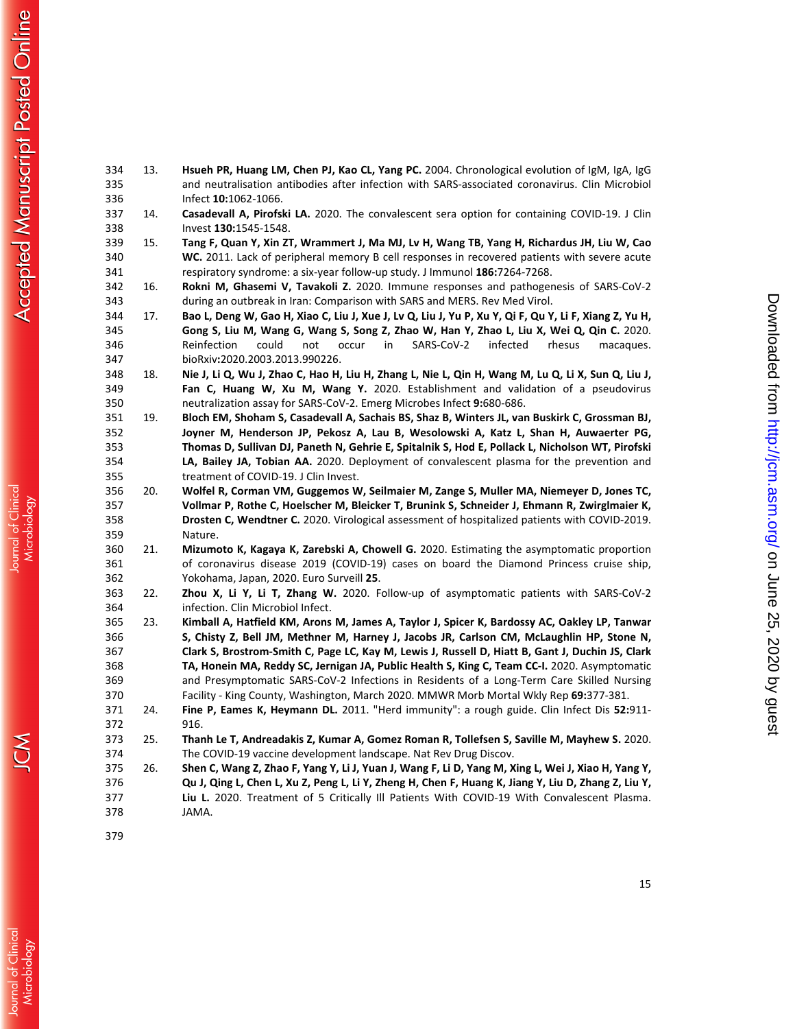13. **Hsueh PR, Huang LM, Chen PJ, Kao CL, Yang PC.** 2004. Chronological evolution of IgM, IgA, IgG and neutralisation antibodies after infection with SARS-associated coronavirus. Clin Microbiol Infect **10:**1062-1066.
14. **Casadevall A, Pirofski LA.** 2020. The convalescent sera option for containing COVID-19. J Clin Invest **130:**1545-1548.
15. **Tang F, Quan Y, Xin ZT, Wrammert J, Ma MJ, Lv H, Wang TB, Yang H, Richardus JH, Liu W, Cao WC.** 2011. Lack of peripheral memory B cell responses in recovered patients with severe acute respiratory syndrome: a six-year follow-up study. J Immunol **186:**7264-7268.
16. **Rokni M, Ghasemi V, Tavakoli Z.** 2020. Immune responses and pathogenesis of SARS-CoV-2 during an outbreak in Iran: Comparison with SARS and MERS. Rev Med Virol.
17. **Bao L, Deng W, Gao H, Xiao C, Liu J, Xue J, Lv Q, Liu J, Yu P, Xu Y, Qi F, Qu Y, Li F, Xiang Z, Yu H, Gong S, Liu M, Wang G, Wang S, Song Z, Zhao W, Han Y, Zhao L, Liu X, Wei Q, Qin C.** 2020. Reinfection could not occur in SARS-CoV-2 infected rhesus macaques. bioRxiv**:**2020.2003.2013.990226.
18. **Nie J, Li Q, Wu J, Zhao C, Hao H, Liu H, Zhang L, Nie L, Qin H, Wang M, Lu Q, Li X, Sun Q, Liu J, Fan C, Huang W, Xu M, Wang Y.** 2020. Establishment and validation of a pseudovirus neutralization assay for SARS-CoV-2. Emerg Microbes Infect **9:**680-686.
19. **Bloch EM, Shoham S, Casadevall A, Sachais BS, Shaz B, Winters JL, van Buskirk C, Grossman BJ, Joyner M, Henderson JP, Pekosz A, Lau B, Wesolowski A, Katz L, Shan H, Auwaerter PG, Thomas D, Sullivan DJ, Paneth N, Gehrie E, Spitalnik S, Hod E, Pollack L, Nicholson WT, Pirofski LA, Bailey JA, Tobian AA.** 2020. Deployment of convalescent plasma for the prevention and treatment of COVID-19. J Clin Invest.
20. **Wolfel R, Corman VM, Guggemos W, Seilmaier M, Zange S, Muller MA, Niemeyer D, Jones TC, Vollmar P, Rothe C, Hoelscher M, Bleicker T, Brunink S, Schneider J, Ehmann R, Zwirglmaier K, Drosten C, Wendtner C.** 2020. Virological assessment of hospitalized patients with COVID-2019. Nature.
21. **Mizumoto K, Kagaya K, Zarebski A, Chowell G.** 2020. Estimating the asymptomatic proportion of coronavirus disease 2019 (COVID-19) cases on board the Diamond Princess cruise ship, Yokohama, Japan, 2020. Euro Surveill **25**.
22. **Zhou X, Li Y, Li T, Zhang W.** 2020. Follow-up of asymptomatic patients with SARS-CoV-2 infection. Clin Microbiol Infect.
23. **Kimball A, Hatfield KM, Arons M, James A, Taylor J, Spicer K, Bardossy AC, Oakley LP, Tanwar S, Chisty Z, Bell JM, Methner M, Harney J, Jacobs JR, Carlson CM, McLaughlin HP, Stone N, Clark S, Brostrom-Smith C, Page LC, Kay M, Lewis J, Russell D, Hiatt B, Gant J, Duchin JS, Clark TA, Honein MA, Reddy SC, Jernigan JA, Public Health S, King C, Team CC-I.** 2020. Asymptomatic and Presymptomatic SARS-CoV-2 Infections in Residents of a Long-Term Care Skilled Nursing Facility - King County, Washington, March 2020. MMWR Morb Mortal Wkly Rep **69:**377-381.
24. **Fine P, Eames K, Heymann DL.** 2011. "Herd immunity": a rough guide. Clin Infect Dis **52:**911-916.
25. **Thanh Le T, Andreadakis Z, Kumar A, Gomez Roman R, Tollefsen S, Saville M, Mayhew S.** 2020. The COVID-19 vaccine development landscape. Nat Rev Drug Discov.
26. **Shen C, Wang Z, Zhao F, Yang Y, Li J, Yuan J, Wang F, Li D, Yang M, Xing L, Wei J, Xiao H, Yang Y, Qu J, Qing L, Chen L, Xu Z, Peng L, Li Y, Zheng H, Chen F, Huang K, Jiang Y, Liu D, Zhang Z, Liu Y, Liu L.** 2020. Treatment of 5 Critically Ill Patients With COVID-19 With Convalescent Plasma. JAMA.